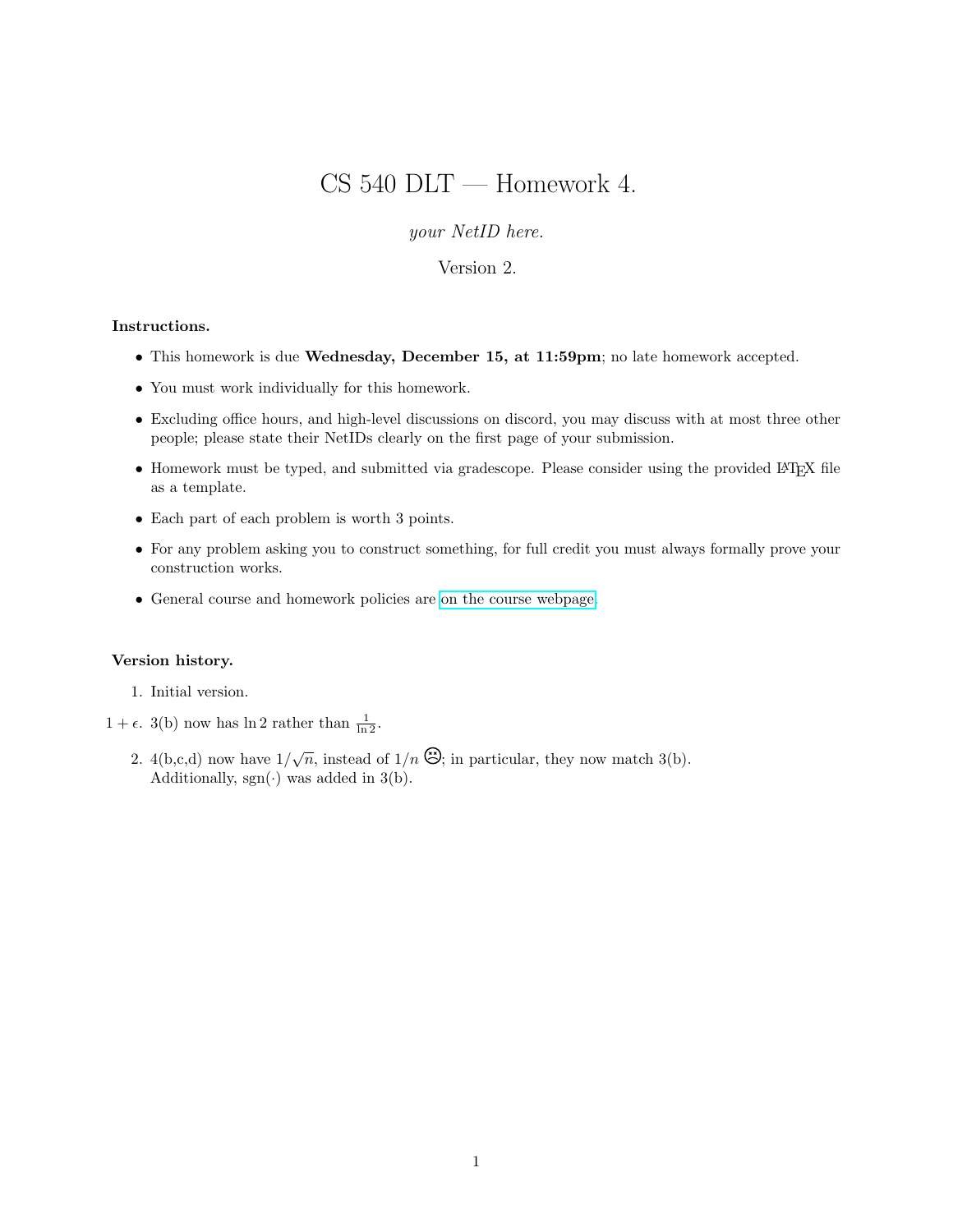# CS 540 DLT — Homework 4.

*your NetID here.*

Version 2.

**Instructions.**

- This homework is due **Wednesday, December 15, at 11:59pm**; no late homework accepted.
- You must work individually for this homework.
- Excluding office hours, and high-level discussions on discord, you may discuss with at most three other people; please state their NetIDs clearly on the first page of your submission.
- Homework must be typed, and submitted via gradescope. Please consider using the provided LaTeX file as a template.
- Each part of each problem is worth 3 points.
- For any problem asking you to construct something, for full credit you must always formally prove your construction works.
- General course and homework policies are on the course webpage.

**Version history.**

1. Initial version.

$1+\epsilon$. 3(b) now has $\ln 2$ rather than $\frac{1}{\ln 2}$.

2. 4(b,c,d) now have $1/\sqrt{n}$, instead of $1/n$ ☹; in particular, they now match 3(b). Additionally, $\text{sgn}(\cdot)$ was added in 3(b).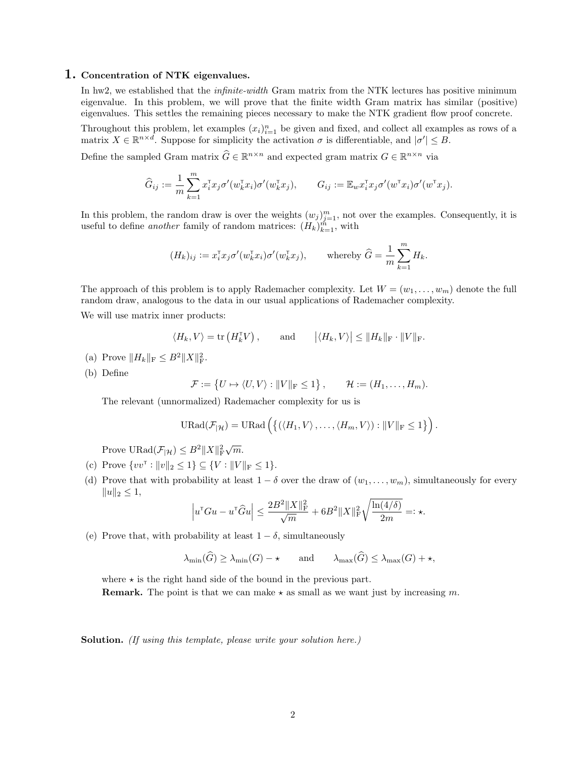## 1. Concentration of NTK eigenvalues.

In hw2, we established that the *infinite-width* Gram matrix from the NTK lectures has positive minimum eigenvalue. In this problem, we will prove that the finite width Gram matrix has similar (positive) eigenvalues. This settles the remaining pieces necessary to make the NTK gradient flow proof concrete.

Throughout this problem, let examples $(x_i)_{i=1}^n$ be given and fixed, and collect all examples as rows of a matrix $X \in \mathbb{R}^{n \times d}$. Suppose for simplicity the activation $\sigma$ is differentiable, and $|\sigma'| \leq B$.

Define the sampled Gram matrix $\widehat{G} \in \mathbb{R}^{n \times n}$ and expected gram matrix $G \in \mathbb{R}^{n \times n}$ via

$$\widehat{G}_{ij} := \frac{1}{m} \sum_{k=1}^{m} x_i^{\mathsf{T}} x_j \sigma'(w_k^{\mathsf{T}} x_i) \sigma'(w_k^{\mathsf{T}} x_j), \qquad G_{ij} := \mathbb{E}_w x_i^{\mathsf{T}} x_j \sigma'(w^{\mathsf{T}} x_i) \sigma'(w^{\mathsf{T}} x_j).$$

In this problem, the random draw is over the weights $(w_j)_{j=1}^m$, not over the examples. Consequently, it is useful to define *another* family of random matrices: $(H_k)_{k=1}^m$, with

$$(H_k)_{ij} := x_i^{\mathsf{T}} x_j \sigma'(w_k^{\mathsf{T}} x_i) \sigma'(w_k^{\mathsf{T}} x_j), \qquad \text{whereby } \widehat{G} = \frac{1}{m} \sum_{k=1}^{m} H_k.$$

The approach of this problem is to apply Rademacher complexity. Let $W = (w_1, \ldots, w_m)$ denote the full random draw, analogous to the data in our usual applications of Rademacher complexity.

We will use matrix inner products:

$$\langle H_k, V \rangle = \operatorname{tr}\left(H_k^{\mathsf{T}} V\right), \qquad \text{and} \qquad \left|\langle H_k, V \rangle\right| \leq \|H_k\|_{\mathrm{F}} \cdot \|V\|_{\mathrm{F}}.$$

(a) Prove $\|H_k\|_{\mathrm{F}} \leq B^2 \|X\|_{\mathrm{F}}^2$.

(b) Define

$$\mathcal{F} := \left\{ U \mapsto \langle U, V \rangle : \|V\|_{\mathrm{F}} \leq 1 \right\}, \qquad \mathcal{H} := (H_1, \ldots, H_m).$$

The relevant (unnormalized) Rademacher complexity for us is

$$\operatorname{URad}(\mathcal{F}_{|\mathcal{H}}) = \operatorname{URad}\left( \left\{ (\langle H_1, V \rangle, \ldots, \langle H_m, V \rangle) : \|V\|_{\mathrm{F}} \leq 1 \right\} \right).$$

Prove $\operatorname{URad}(\mathcal{F}_{|\mathcal{H}}) \leq B^2 \|X\|_{\mathrm{F}}^2 \sqrt{m}$.

(c) Prove $\{vv^{\mathsf{T}} : \|v\|_2 \leq 1\} \subseteq \{V : \|V\|_{\mathrm{F}} \leq 1\}$.

(d) Prove that with probability at least $1 - \delta$ over the draw of $(w_1, \ldots, w_m)$, simultaneously for every $\|u\|_2 \leq 1$,

$$\left| u^{\mathsf{T}} G u - u^{\mathsf{T}} \widehat{G} u \right| \leq \frac{2B^2 \|X\|_{\mathrm{F}}^2}{\sqrt{m}} + 6B^2 \|X\|_{\mathrm{F}}^2 \sqrt{\frac{\ln(4/\delta)}{2m}} =: \star.$$

(e) Prove that, with probability at least $1 - \delta$, simultaneously

$$\lambda_{\min}(\widehat{G}) \geq \lambda_{\min}(G) - \star \qquad \text{and} \qquad \lambda_{\max}(\widehat{G}) \leq \lambda_{\max}(G) + \star,$$

where $\star$ is the right hand side of the bound in the previous part.

**Remark.** The point is that we can make $\star$ as small as we want just by increasing $m$.

**Solution.** *(If using this template, please write your solution here.)*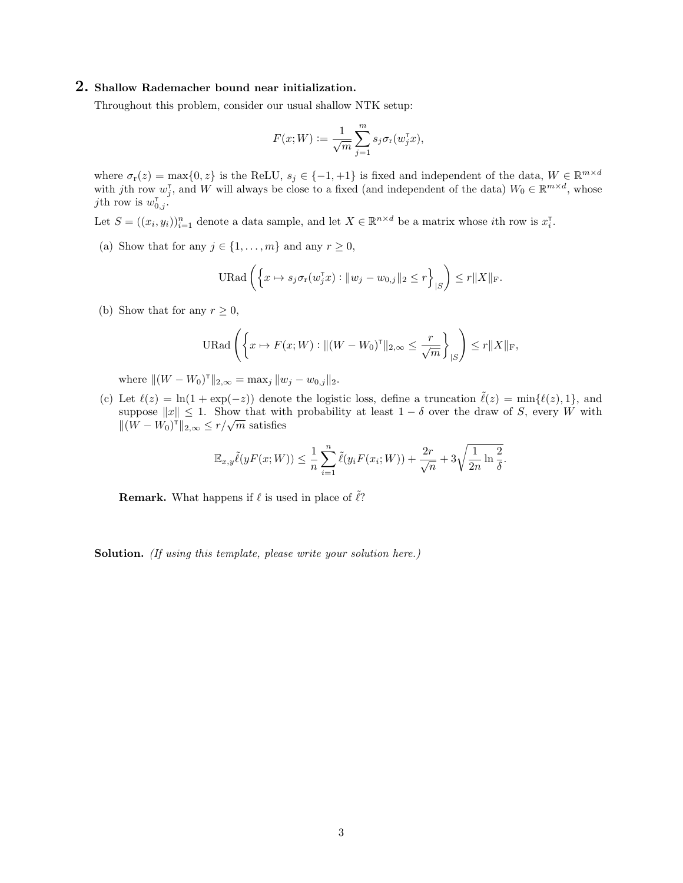## 2. Shallow Rademacher bound near initialization.

Throughout this problem, consider our usual shallow NTK setup:

$$F(x; W) := \frac{1}{\sqrt{m}} \sum_{j=1}^{m} s_j \sigma_{\mathrm{r}}(w_j^{\mathsf{T}} x),$$

where $\sigma_{\mathrm{r}}(z) = \max\{0, z\}$ is the ReLU, $s_j \in \{-1, +1\}$ is fixed and independent of the data, $W \in \mathbb{R}^{m \times d}$ with $j$th row $w_j^{\mathsf{T}}$, and $W$ will always be close to a fixed (and independent of the data) $W_0 \in \mathbb{R}^{m \times d}$, whose $j$th row is $w_{0,j}^{\mathsf{T}}$.

Let $S = ((x_i, y_i))_{i=1}^n$ denote a data sample, and let $X \in \mathbb{R}^{n \times d}$ be a matrix whose $i$th row is $x_i^{\mathsf{T}}$.

(a) Show that for any $j \in \{1, \ldots, m\}$ and any $r \geq 0$,

$$\mathrm{URad}\left( \left\{ x \mapsto s_j \sigma_{\mathrm{r}}(w_j^{\mathsf{T}} x) : \|w_j - w_{0,j}\|_2 \leq r \right\}_{|S} \right) \leq r \|X\|_{\mathrm{F}}.$$

(b) Show that for any $r \geq 0$,

$$\mathrm{URad}\left( \left\{ x \mapsto F(x; W) : \|(W - W_0)^{\mathsf{T}}\|_{2,\infty} \leq \frac{r}{\sqrt{m}} \right\}_{|S} \right) \leq r \|X\|_{\mathrm{F}},$$

where $\|(W - W_0)^{\mathsf{T}}\|_{2,\infty} = \max_j \|w_j - w_{0,j}\|_2$.

(c) Let $\ell(z) = \ln(1 + \exp(-z))$ denote the logistic loss, define a truncation $\tilde{\ell}(z) = \min\{\ell(z), 1\}$, and suppose $\|x\| \leq 1$. Show that with probability at least $1 - \delta$ over the draw of $S$, every $W$ with $\|(W - W_0)^{\mathsf{T}}\|_{2,\infty} \leq r/\sqrt{m}$ satisfies

$$\mathbb{E}_{x,y} \tilde{\ell}(y F(x; W)) \leq \frac{1}{n} \sum_{i=1}^{n} \tilde{\ell}(y_i F(x_i; W)) + \frac{2r}{\sqrt{n}} + 3\sqrt{\frac{1}{2n} \ln \frac{2}{\delta}}.$$

**Remark.** What happens if $\ell$ is used in place of $\tilde{\ell}$?

**Solution.** *(If using this template, please write your solution here.)*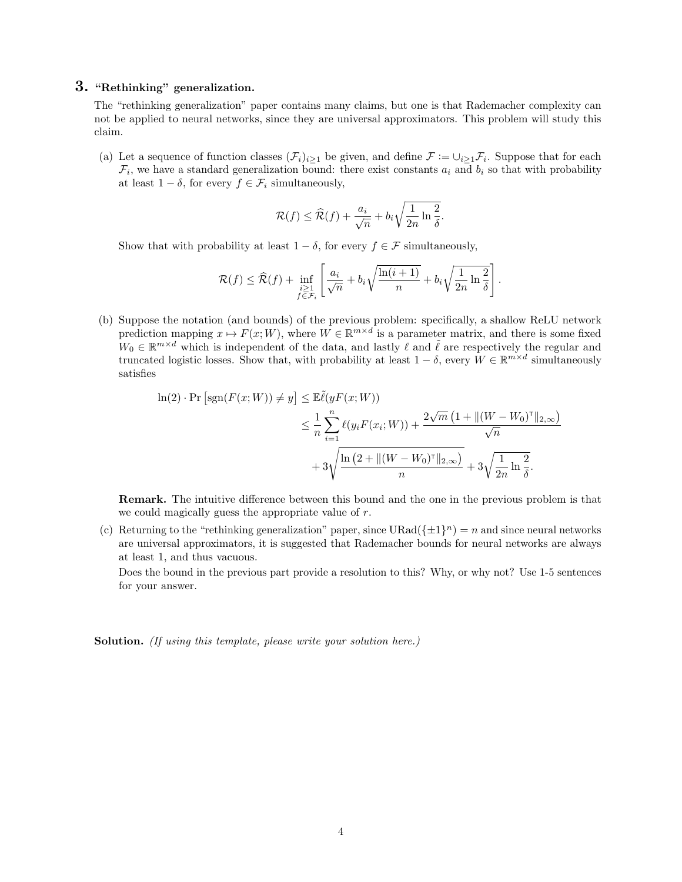## 3. "Rethinking" generalization.

The "rethinking generalization" paper contains many claims, but one is that Rademacher complexity can not be applied to neural networks, since they are universal approximators. This problem will study this claim.

(a) Let a sequence of function classes $(\mathcal{F}_i)_{i\geq 1}$ be given, and define $\mathcal{F} := \cup_{i\geq 1}\mathcal{F}_i$. Suppose that for each $\mathcal{F}_i$, we have a standard generalization bound: there exist constants $a_i$ and $b_i$ so that with probability at least $1-\delta$, for every $f \in \mathcal{F}_i$ simultaneously,

$$\mathcal{R}(f) \leq \widehat{\mathcal{R}}(f) + \frac{a_i}{\sqrt{n}} + b_i\sqrt{\frac{1}{2n}\ln\frac{2}{\delta}}.$$

Show that with probability at least $1-\delta$, for every $f \in \mathcal{F}$ simultaneously,

$$\mathcal{R}(f) \leq \widehat{\mathcal{R}}(f) + \inf_{\substack{i\geq 1\\ f\in\mathcal{F}_i}} \left[\frac{a_i}{\sqrt{n}} + b_i\sqrt{\frac{\ln(i+1)}{n}} + b_i\sqrt{\frac{1}{2n}\ln\frac{2}{\delta}}\right].$$

(b) Suppose the notation (and bounds) of the previous problem: specifically, a shallow ReLU network prediction mapping $x \mapsto F(x;W)$, where $W \in \mathbb{R}^{m\times d}$ is a parameter matrix, and there is some fixed $W_0 \in \mathbb{R}^{m\times d}$ which is independent of the data, and lastly $\ell$ and $\tilde{\ell}$ are respectively the regular and truncated logistic losses. Show that, with probability at least $1-\delta$, every $W \in \mathbb{R}^{m\times d}$ simultaneously satisfies

$$\begin{aligned}
\ln(2)\cdot\Pr\left[\operatorname{sgn}(F(x;W)) \neq y\right] &\leq \mathbb{E}\tilde{\ell}(yF(x;W)) \\
&\leq \frac{1}{n}\sum_{i=1}^{n}\ell(y_iF(x_i;W)) + \frac{2\sqrt{m}\left(1+\|(W-W_0)^{\intercal}\|_{2,\infty}\right)}{\sqrt{n}} \\
&\quad + 3\sqrt{\frac{\ln\left(2+\|(W-W_0)^{\intercal}\|_{2,\infty}\right)}{n}} + 3\sqrt{\frac{1}{2n}\ln\frac{2}{\delta}}.
\end{aligned}$$

**Remark.** The intuitive difference between this bound and the one in the previous problem is that we could magically guess the appropriate value of $r$.

(c) Returning to the "rethinking generalization" paper, since $\text{URad}(\{\pm 1\}^n) = n$ and since neural networks are universal approximators, it is suggested that Rademacher bounds for neural networks are always at least 1, and thus vacuous.

Does the bound in the previous part provide a resolution to this? Why, or why not? Use 1-5 sentences for your answer.

**Solution.** *(If using this template, please write your solution here.)*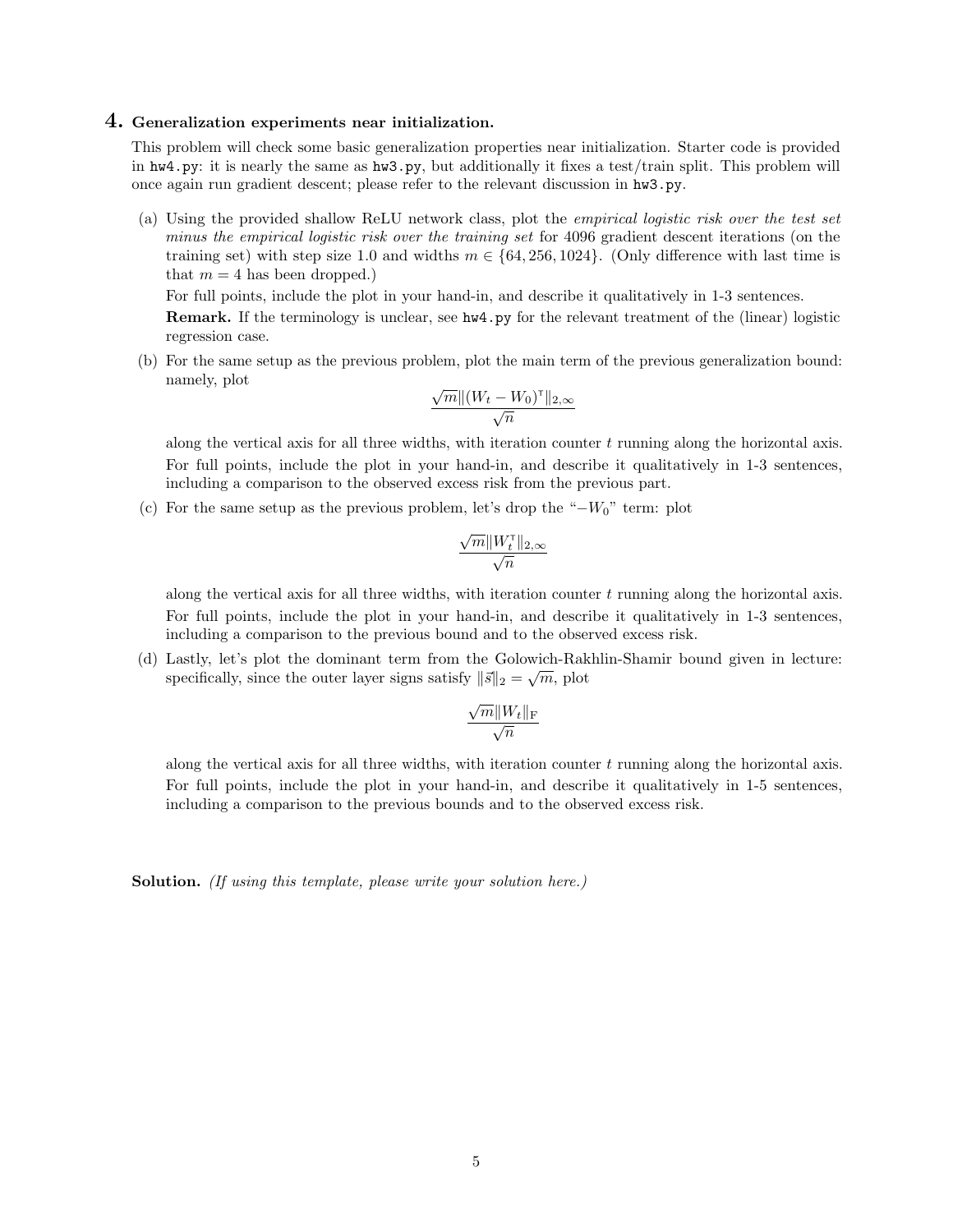## 4. Generalization experiments near initialization.

This problem will check some basic generalization properties near initialization. Starter code is provided in `hw4.py`: it is nearly the same as `hw3.py`, but additionally it fixes a test/train split. This problem will once again run gradient descent; please refer to the relevant discussion in `hw3.py`.

(a) Using the provided shallow ReLU network class, plot the *empirical logistic risk over the test set minus the empirical logistic risk over the training set* for 4096 gradient descent iterations (on the training set) with step size 1.0 and widths $m \in \{64, 256, 1024\}$. (Only difference with last time is that $m = 4$ has been dropped.)

For full points, include the plot in your hand-in, and describe it qualitatively in 1-3 sentences.

**Remark.** If the terminology is unclear, see `hw4.py` for the relevant treatment of the (linear) logistic regression case.

(b) For the same setup as the previous problem, plot the main term of the previous generalization bound: namely, plot

$$\frac{\sqrt{m}\|(W_t - W_0)^{\mathsf{T}}\|_{2,\infty}}{\sqrt{n}}$$

along the vertical axis for all three widths, with iteration counter $t$ running along the horizontal axis.

For full points, include the plot in your hand-in, and describe it qualitatively in 1-3 sentences, including a comparison to the observed excess risk from the previous part.

(c) For the same setup as the previous problem, let's drop the "$-W_0$" term: plot

$$\frac{\sqrt{m}\|W_t^{\mathsf{T}}\|_{2,\infty}}{\sqrt{n}}$$

along the vertical axis for all three widths, with iteration counter $t$ running along the horizontal axis.

For full points, include the plot in your hand-in, and describe it qualitatively in 1-3 sentences, including a comparison to the previous bound and to the observed excess risk.

(d) Lastly, let's plot the dominant term from the Golowich-Rakhlin-Shamir bound given in lecture: specifically, since the outer layer signs satisfy $\|\vec{s}\|_2 = \sqrt{m}$, plot

$$\frac{\sqrt{m}\|W_t\|_{\mathrm{F}}}{\sqrt{n}}$$

along the vertical axis for all three widths, with iteration counter $t$ running along the horizontal axis.

For full points, include the plot in your hand-in, and describe it qualitatively in 1-5 sentences, including a comparison to the previous bounds and to the observed excess risk.

**Solution.** *(If using this template, please write your solution here.)*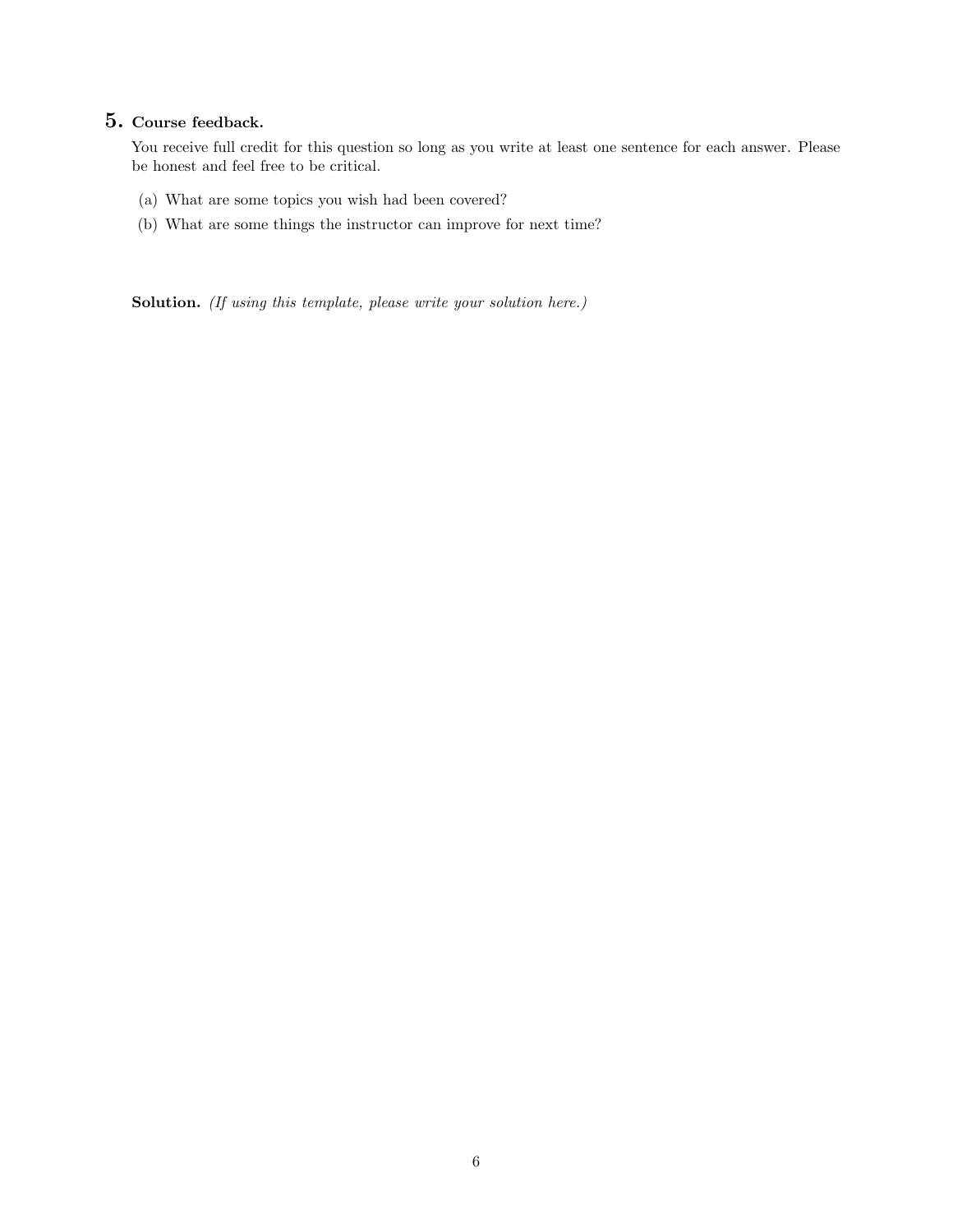## 5. Course feedback.

You receive full credit for this question so long as you write at least one sentence for each answer. Please be honest and feel free to be critical.

(a) What are some topics you wish had been covered?

(b) What are some things the instructor can improve for next time?

**Solution.** *(If using this template, please write your solution here.)*